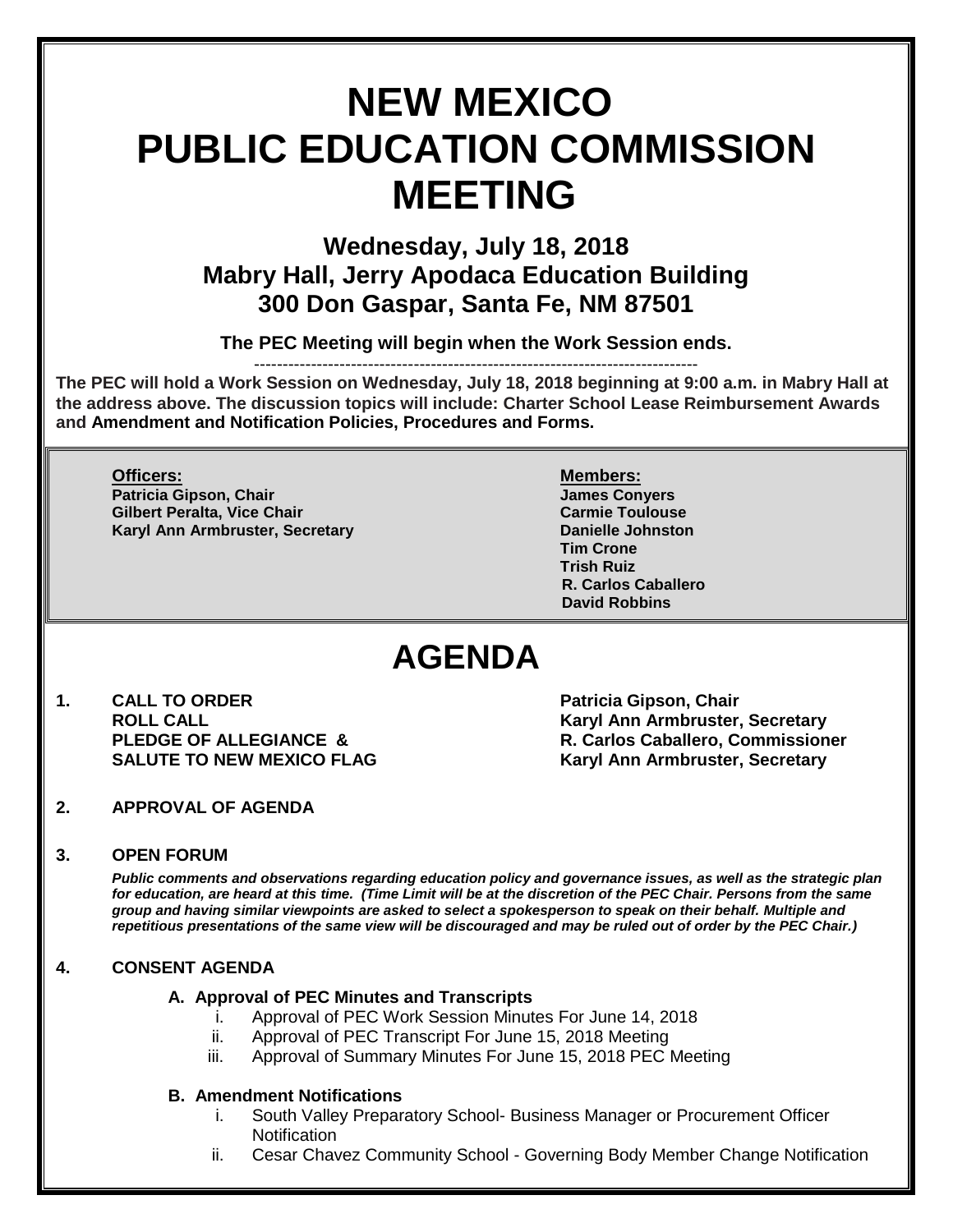# NEW MEXICO PUBLIC EDUCATION COMMISSION MEETING

## Wednesday, July 18, 2018
## Mabry Hall, Jerry Apodaca Education Building
## 300 Don Gaspar, Santa Fe, NM 87501

**The PEC Meeting will begin when the Work Session ends.**

---

**The PEC will hold a Work Session on Wednesday, July 18, 2018 beginning at 9:00 a.m. in Mabry Hall at the address above. The discussion topics will include: Charter School Lease Reimbursement Awards and Amendment and Notification Policies, Procedures and Forms.**

**Officers:**
**Patricia Gipson, Chair**
**Gilbert Peralta, Vice Chair**
**Karyl Ann Armbruster, Secretary**

**Members:**
**James Conyers**
**Carmie Toulouse**
**Danielle Johnston**
**Tim Crone**
**Trish Ruiz**
**R. Carlos Caballero**
**David Robbins**

# AGENDA

**1. CALL TO ORDER** — **Patricia Gipson, Chair**
**ROLL CALL** — **Karyl Ann Armbruster, Secretary**
**PLEDGE OF ALLEGIANCE &** — **R. Carlos Caballero, Commissioner**
**SALUTE TO NEW MEXICO FLAG** — **Karyl Ann Armbruster, Secretary**

**2. APPROVAL OF AGENDA**

**3. OPEN FORUM**

***Public comments and observations regarding education policy and governance issues, as well as the strategic plan for education, are heard at this time. (Time Limit will be at the discretion of the PEC Chair. Persons from the same group and having similar viewpoints are asked to select a spokesperson to speak on their behalf. Multiple and repetitious presentations of the same view will be discouraged and may be ruled out of order by the PEC Chair.)***

**4. CONSENT AGENDA**

**A. Approval of PEC Minutes and Transcripts**

i. Approval of PEC Work Session Minutes For June 14, 2018
ii. Approval of PEC Transcript For June 15, 2018 Meeting
iii. Approval of Summary Minutes For June 15, 2018 PEC Meeting

**B. Amendment Notifications**

i. South Valley Preparatory School- Business Manager or Procurement Officer Notification
ii. Cesar Chavez Community School - Governing Body Member Change Notification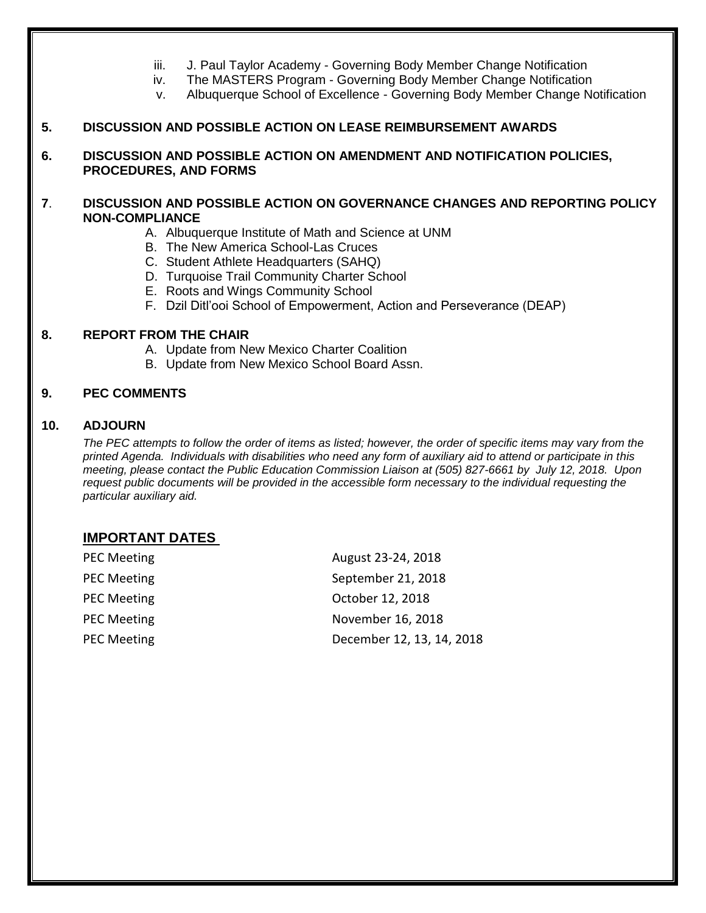iii. J. Paul Taylor Academy - Governing Body Member Change Notification
iv. The MASTERS Program - Governing Body Member Change Notification
v. Albuquerque School of Excellence - Governing Body Member Change Notification

**5. DISCUSSION AND POSSIBLE ACTION ON LEASE REIMBURSEMENT AWARDS**

**6. DISCUSSION AND POSSIBLE ACTION ON AMENDMENT AND NOTIFICATION POLICIES, PROCEDURES, AND FORMS**

**7. DISCUSSION AND POSSIBLE ACTION ON GOVERNANCE CHANGES AND REPORTING POLICY NON-COMPLIANCE**

A. Albuquerque Institute of Math and Science at UNM
B. The New America School-Las Cruces
C. Student Athlete Headquarters (SAHQ)
D. Turquoise Trail Community Charter School
E. Roots and Wings Community School
F. Dzil Ditl'ooi School of Empowerment, Action and Perseverance (DEAP)

**8. REPORT FROM THE CHAIR**

A. Update from New Mexico Charter Coalition
B. Update from New Mexico School Board Assn.

**9. PEC COMMENTS**

**10. ADJOURN**

*The PEC attempts to follow the order of items as listed; however, the order of specific items may vary from the printed Agenda. Individuals with disabilities who need any form of auxiliary aid to attend or participate in this meeting, please contact the Public Education Commission Liaison at (505) 827-6661 by July 12, 2018. Upon request public documents will be provided in the accessible form necessary to the individual requesting the particular auxiliary aid.*

## IMPORTANT DATES

| | |
|---|---|
| PEC Meeting | August 23-24, 2018 |
| PEC Meeting | September 21, 2018 |
| PEC Meeting | October 12, 2018 |
| PEC Meeting | November 16, 2018 |
| PEC Meeting | December 12, 13, 14, 2018 |